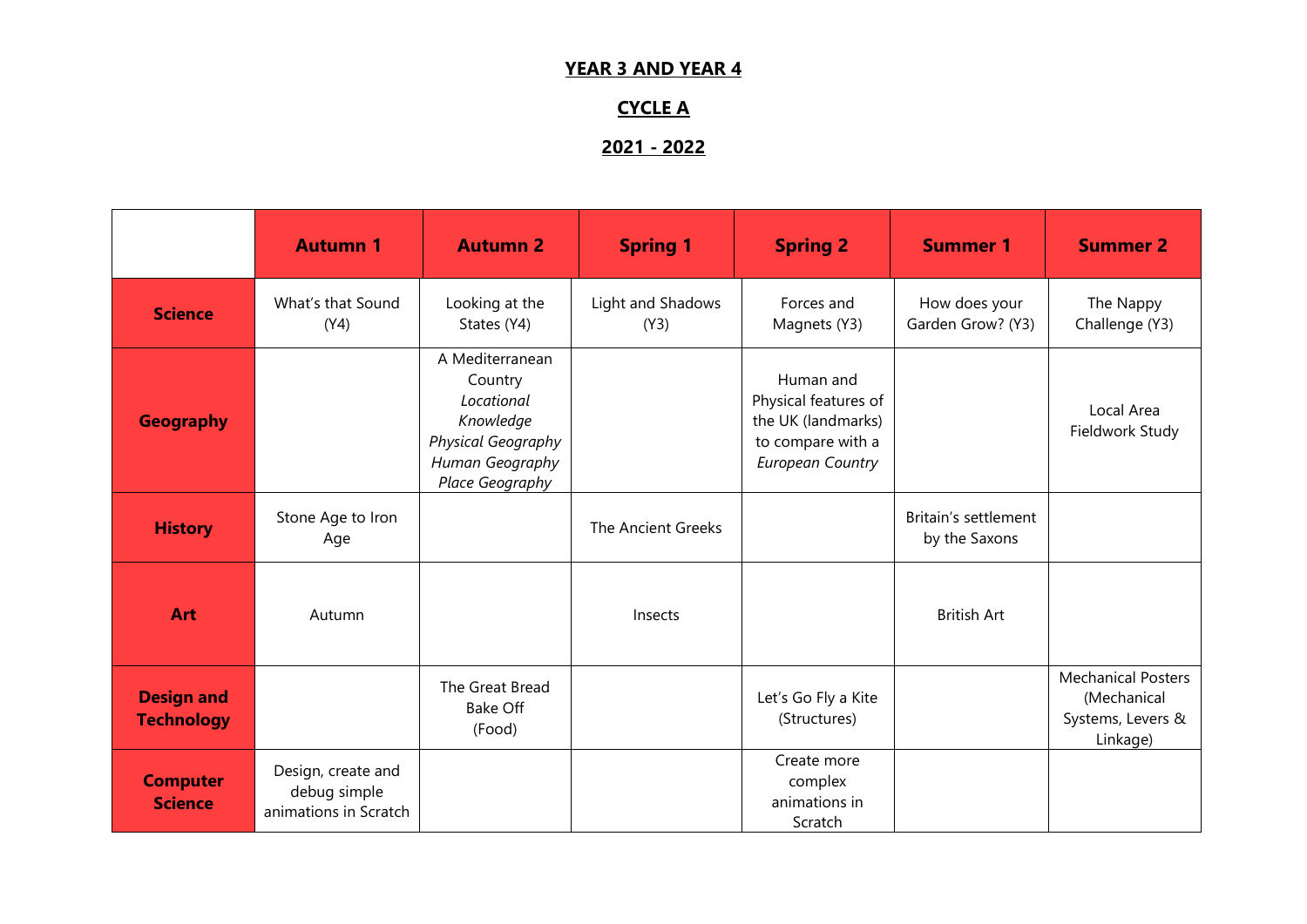# YEAR 3 AND YEAR 4

## CYCLE A

## 2021 - 2022

| | **Autumn 1** | **Autumn 2** | **Spring 1** | **Spring 2** | **Summer 1** | **Summer 2** |
|---|---|---|---|---|---|---|
| **Science** | What's that Sound (Y4) | Looking at the States (Y4) | Light and Shadows (Y3) | Forces and Magnets (Y3) | How does your Garden Grow? (Y3) | The Nappy Challenge (Y3) |
| **Geography** | | A Mediterranean Country *Locational Knowledge* *Physical Geography* *Human Geography* *Place Geography* | | Human and Physical features of the UK (landmarks) to compare with a *European Country* | | Local Area Fieldwork Study |
| **History** | Stone Age to Iron Age | | The Ancient Greeks | | Britain's settlement by the Saxons | |
| **Art** | Autumn | | Insects | | British Art | |
| **Design and Technology** | | The Great Bread Bake Off (Food) | | Let's Go Fly a Kite (Structures) | | Mechanical Posters (Mechanical Systems, Levers & Linkage) |
| **Computer Science** | Design, create and debug simple animations in Scratch | | | Create more complex animations in Scratch | | |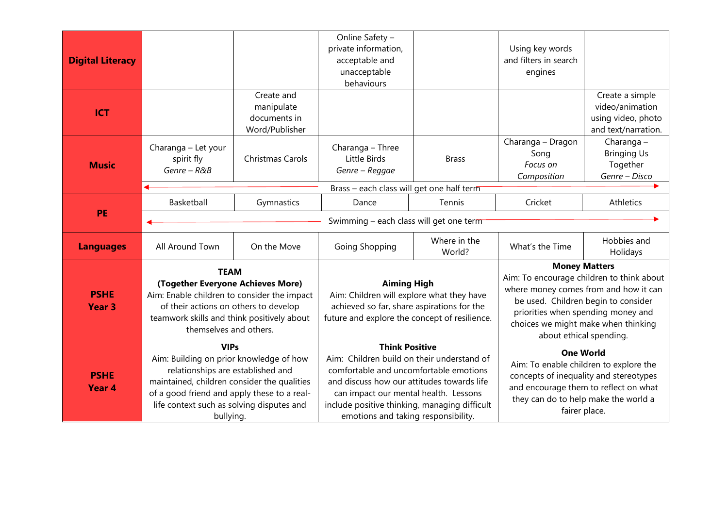| | | | | | | |
|---|---|---|---|---|---|---|
| **Digital Literacy** | | | Online Safety – private information, acceptable and unacceptable behaviours | | Using key words and filters in search engines | |
| **ICT** | | Create and manipulate documents in Word/Publisher | | | | Create a simple video/animation using video, photo and text/narration. |
| **Music** | Charanga – Let your spirit fly *Genre – R&B* | Christmas Carols | Charanga – Three Little Birds *Genre – Reggae* | Brass | Charanga – Dragon Song *Focus on Composition* | Charanga – Bringing Us Together *Genre – Disco* |
| | Brass – each class will get one half term | | | | | |
| **PE** | Basketball | Gymnastics | Dance | Tennis | Cricket | Athletics |
| | Swimming – each class will get one term | | | | | |
| **Languages** | All Around Town | On the Move | Going Shopping | Where in the World? | What's the Time | Hobbies and Holidays |
| **PSHE Year 3** | **TEAM (Together Everyone Achieves More)** Aim: Enable children to consider the impact of their actions on others to develop teamwork skills and think positively about themselves and others. | | **Aiming High** Aim: Children will explore what they have achieved so far, share aspirations for the future and explore the concept of resilience. | | **Money Matters** Aim: To encourage children to think about where money comes from and how it can be used. Children begin to consider priorities when spending money and choices we might make when thinking about ethical spending. | |
| **PSHE Year 4** | **VIPs** Aim: Building on prior knowledge of how relationships are established and maintained, children consider the qualities of a good friend and apply these to a real-life context such as solving disputes and bullying. | | **Think Positive** Aim: Children build on their understand of comfortable and uncomfortable emotions and discuss how our attitudes towards life can impact our mental health. Lessons include positive thinking, managing difficult emotions and taking responsibility. | | **One World** Aim: To enable children to explore the concepts of inequality and stereotypes and encourage them to reflect on what they can do to help make the world a fairer place. | |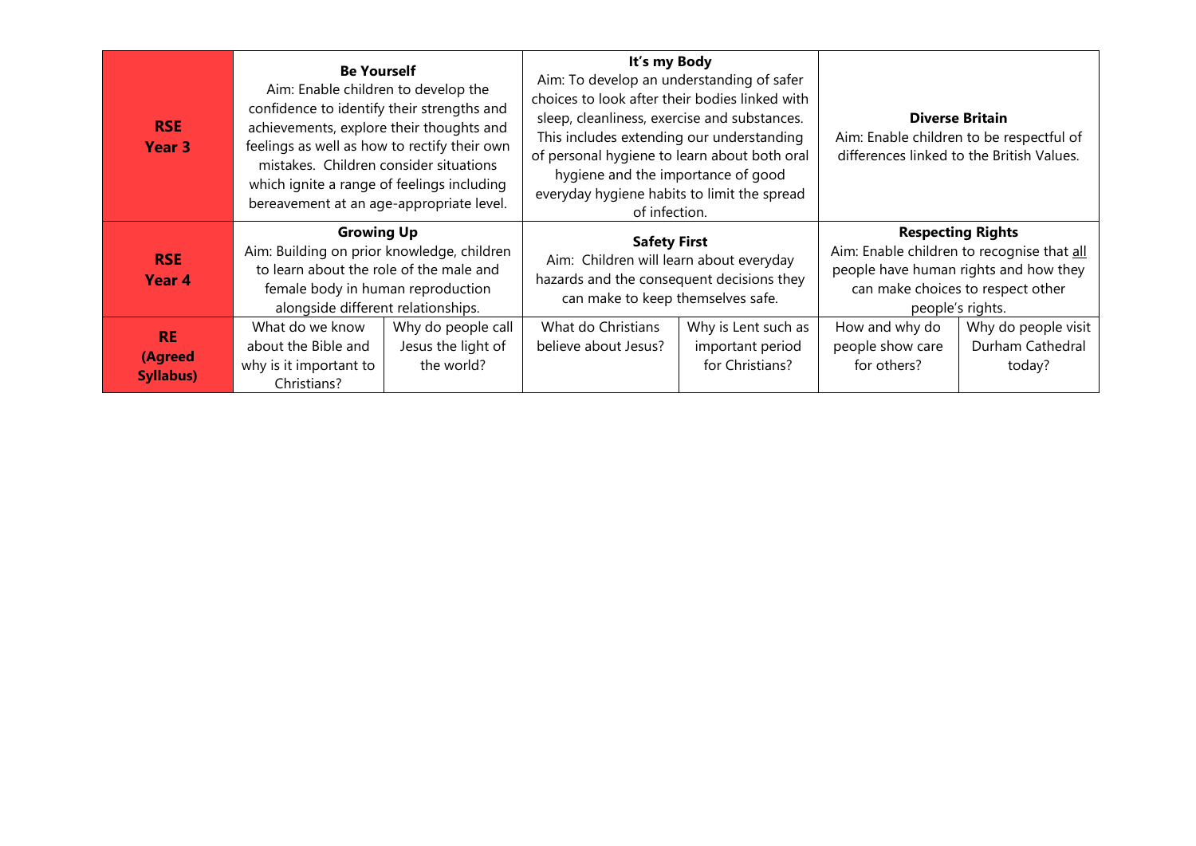| | | | | | | |
|---|---|---|---|---|---|---|
| **RSE Year 3** | **Be Yourself** Aim: Enable children to develop the confidence to identify their strengths and achievements, explore their thoughts and feelings as well as how to rectify their own mistakes. Children consider situations which ignite a range of feelings including bereavement at an age-appropriate level. | | **It's my Body** Aim: To develop an understanding of safer choices to look after their bodies linked with sleep, cleanliness, exercise and substances. This includes extending our understanding of personal hygiene to learn about both oral hygiene and the importance of good everyday hygiene habits to limit the spread of infection. | | **Diverse Britain** Aim: Enable children to be respectful of differences linked to the British Values. | |
| **RSE Year 4** | **Growing Up** Aim: Building on prior knowledge, children to learn about the role of the male and female body in human reproduction alongside different relationships. | | **Safety First** Aim: Children will learn about everyday hazards and the consequent decisions they can make to keep themselves safe. | | **Respecting Rights** Aim: Enable children to recognise that all people have human rights and how they can make choices to respect other people's rights. | |
| **RE (Agreed Syllabus)** | What do we know about the Bible and why is it important to Christians? | Why do people call Jesus the light of the world? | What do Christians believe about Jesus? | Why is Lent such as important period for Christians? | How and why do people show care for others? | Why do people visit Durham Cathedral today? |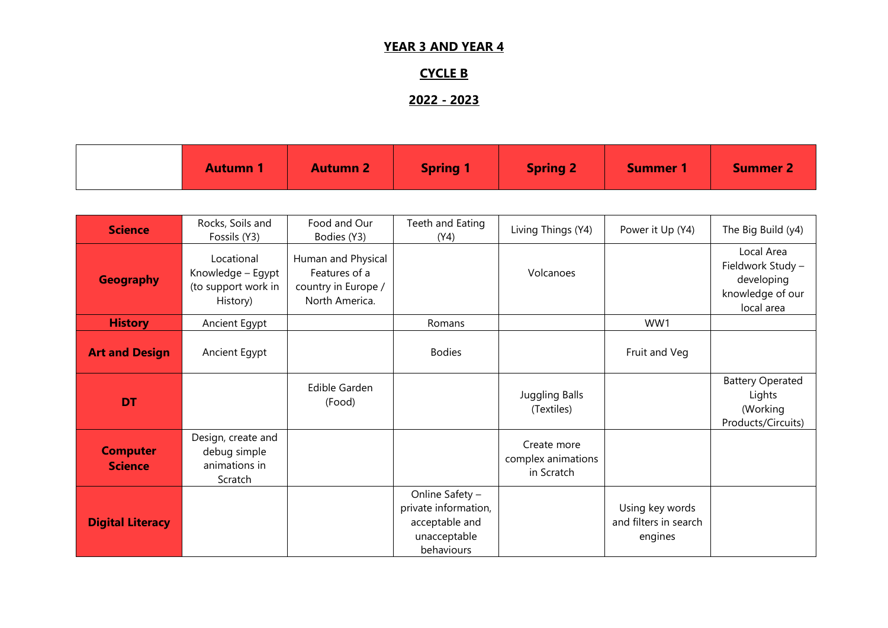# YEAR 3 AND YEAR 4

## CYCLE B

## 2022 - 2023

| | Autumn 1 | Autumn 2 | Spring 1 | Spring 2 | Summer 1 | Summer 2 |
|---|---|---|---|---|---|---|
| **Science** | Rocks, Soils and Fossils (Y3) | Food and Our Bodies (Y3) | Teeth and Eating (Y4) | Living Things (Y4) | Power it Up (Y4) | The Big Build (y4) |
| **Geography** | Locational Knowledge – Egypt (to support work in History) | Human and Physical Features of a country in Europe / North America. | | Volcanoes | | Local Area Fieldwork Study – developing knowledge of our local area |
| **History** | Ancient Egypt | | Romans | | WW1 | |
| **Art and Design** | Ancient Egypt | | Bodies | | Fruit and Veg | |
| **DT** | | Edible Garden (Food) | | Juggling Balls (Textiles) | | Battery Operated Lights (Working Products/Circuits) |
| **Computer Science** | Design, create and debug simple animations in Scratch | | | Create more complex animations in Scratch | | |
| **Digital Literacy** | | | Online Safety – private information, acceptable and unacceptable behaviours | | Using key words and filters in search engines | |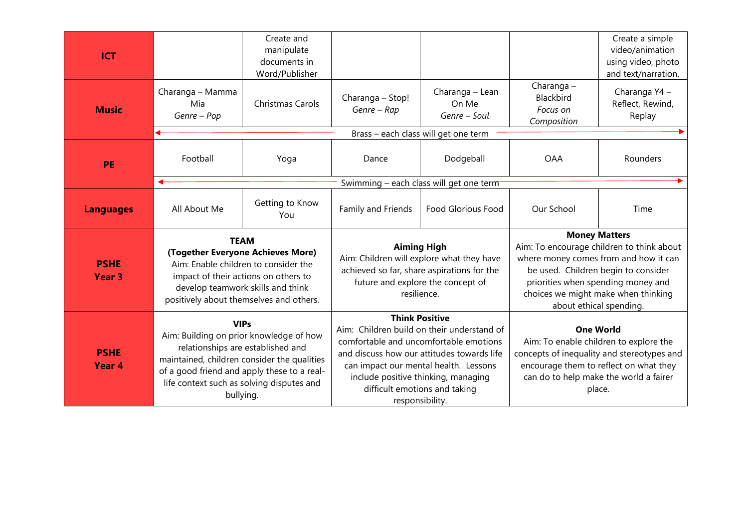| | | | | | | |
|---|---|---|---|---|---|---|
| **ICT** | | Create and manipulate documents in Word/Publisher | | | | Create a simple video/animation using video, photo and text/narration. |
| **Music** | Charanga – Mamma Mia *Genre – Pop* | Christmas Carols | Charanga – Stop! *Genre – Rap* | Charanga – Lean On Me *Genre – Soul* | Charanga – Blackbird *Focus on Composition* | Charanga Y4 – Reflect, Rewind, Replay |
| | Brass – each class will get one term | | | | | |
| **PE** | Football | Yoga | Dance | Dodgeball | OAA | Rounders |
| | Swimming – each class will get one term | | | | | |
| **Languages** | All About Me | Getting to Know You | Family and Friends | Food Glorious Food | Our School | Time |
| **PSHE Year 3** | **TEAM (Together Everyone Achieves More)** Aim: Enable children to consider the impact of their actions on others to develop teamwork skills and think positively about themselves and others. | | **Aiming High** Aim: Children will explore what they have achieved so far, share aspirations for the future and explore the concept of resilience. | | **Money Matters** Aim: To encourage children to think about where money comes from and how it can be used. Children begin to consider priorities when spending money and choices we might make when thinking about ethical spending. | |
| **PSHE Year 4** | **VIPs** Aim: Building on prior knowledge of how relationships are established and maintained, children consider the qualities of a good friend and apply these to a real-life context such as solving disputes and bullying. | | **Think Positive** Aim: Children build on their understand of comfortable and uncomfortable emotions and discuss how our attitudes towards life can impact our mental health. Lessons include positive thinking, managing difficult emotions and taking responsibility. | | **One World** Aim: To enable children to explore the concepts of inequality and stereotypes and encourage them to reflect on what they can do to help make the world a fairer place. | |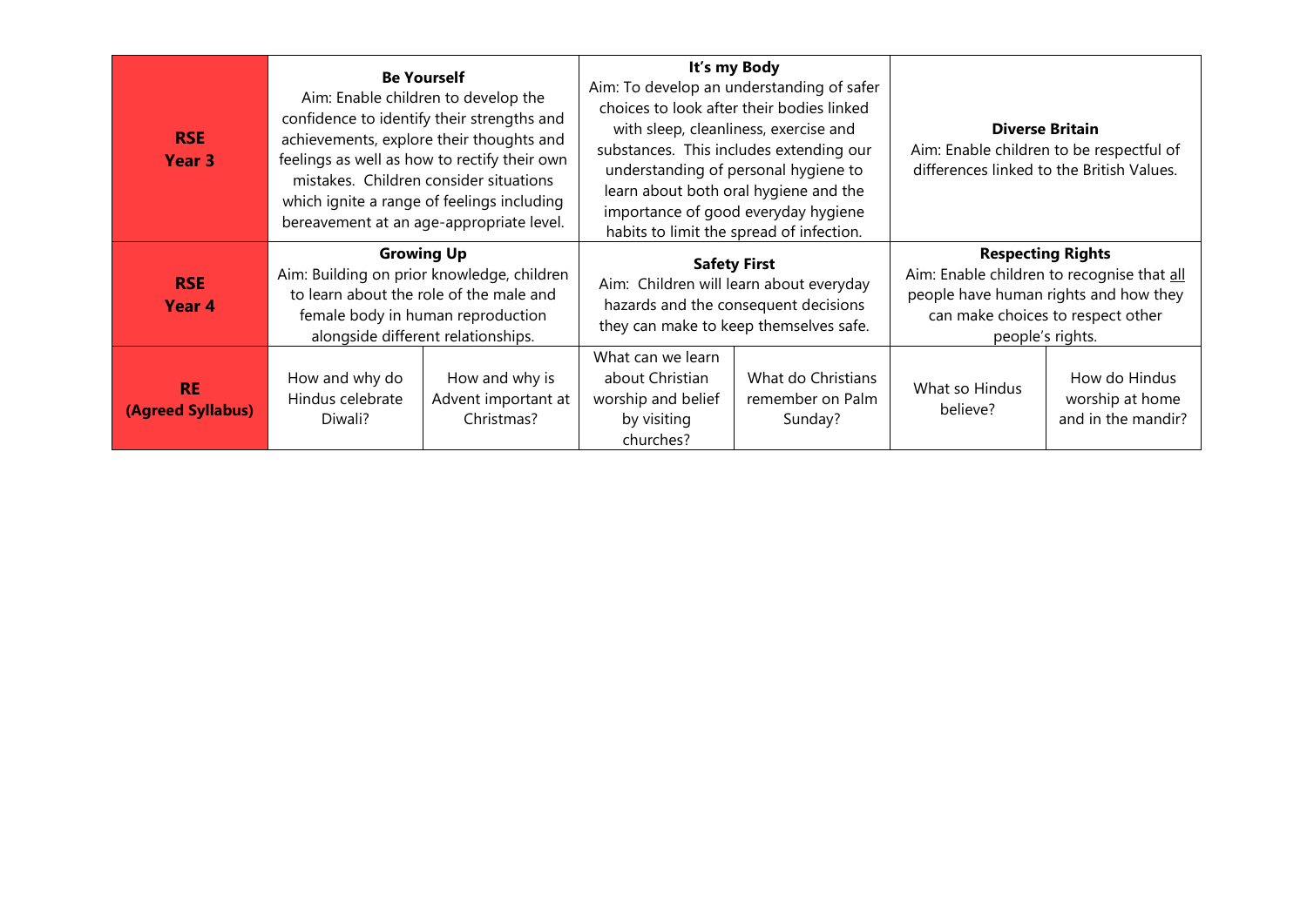| | | | | | | |
|---|---|---|---|---|---|---|
| **RSE Year 3** | **Be Yourself** Aim: Enable children to develop the confidence to identify their strengths and achievements, explore their thoughts and feelings as well as how to rectify their own mistakes. Children consider situations which ignite a range of feelings including bereavement at an age-appropriate level. | | **It's my Body** Aim: To develop an understanding of safer choices to look after their bodies linked with sleep, cleanliness, exercise and substances. This includes extending our understanding of personal hygiene to learn about both oral hygiene and the importance of good everyday hygiene habits to limit the spread of infection. | | **Diverse Britain** Aim: Enable children to be respectful of differences linked to the British Values. | |
| **RSE Year 4** | **Growing Up** Aim: Building on prior knowledge, children to learn about the role of the male and female body in human reproduction alongside different relationships. | | **Safety First** Aim: Children will learn about everyday hazards and the consequent decisions they can make to keep themselves safe. | | **Respecting Rights** Aim: Enable children to recognise that <u>all</u> people have human rights and how they can make choices to respect other people's rights. | |
| **RE (Agreed Syllabus)** | How and why do Hindus celebrate Diwali? | How and why is Advent important at Christmas? | What can we learn about Christian worship and belief by visiting churches? | What do Christians remember on Palm Sunday? | What so Hindus believe? | How do Hindus worship at home and in the mandir? |